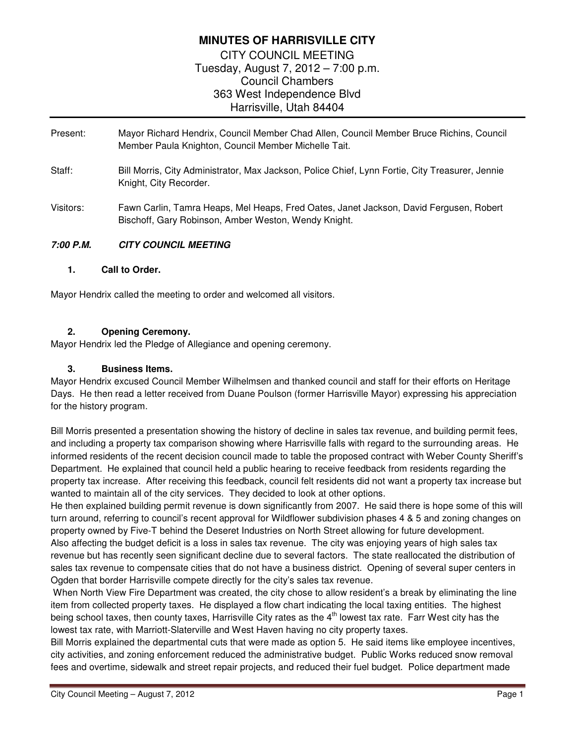# MINUTES OF HARRISVILLE CITY

CITY COUNCIL MEETING
Tuesday, August 7, 2012 – 7:00 p.m.
Council Chambers
363 West Independence Blvd
Harrisville, Utah 84404

Present: Mayor Richard Hendrix, Council Member Chad Allen, Council Member Bruce Richins, Council Member Paula Knighton, Council Member Michelle Tait.

Staff: Bill Morris, City Administrator, Max Jackson, Police Chief, Lynn Fortie, City Treasurer, Jennie Knight, City Recorder.

Visitors: Fawn Carlin, Tamra Heaps, Mel Heaps, Fred Oates, Janet Jackson, David Fergusen, Robert Bischoff, Gary Robinson, Amber Weston, Wendy Knight.

***7:00 P.M. CITY COUNCIL MEETING***

**1. Call to Order.**

Mayor Hendrix called the meeting to order and welcomed all visitors.

**2. Opening Ceremony.**

Mayor Hendrix led the Pledge of Allegiance and opening ceremony.

**3. Business Items.**

Mayor Hendrix excused Council Member Wilhelmsen and thanked council and staff for their efforts on Heritage Days. He then read a letter received from Duane Poulson (former Harrisville Mayor) expressing his appreciation for the history program.

Bill Morris presented a presentation showing the history of decline in sales tax revenue, and building permit fees, and including a property tax comparison showing where Harrisville falls with regard to the surrounding areas. He informed residents of the recent decision council made to table the proposed contract with Weber County Sheriff's Department. He explained that council held a public hearing to receive feedback from residents regarding the property tax increase. After receiving this feedback, council felt residents did not want a property tax increase but wanted to maintain all of the city services. They decided to look at other options.

He then explained building permit revenue is down significantly from 2007. He said there is hope some of this will turn around, referring to council's recent approval for Wildflower subdivision phases 4 & 5 and zoning changes on property owned by Five-T behind the Deseret Industries on North Street allowing for future development.

Also affecting the budget deficit is a loss in sales tax revenue. The city was enjoying years of high sales tax revenue but has recently seen significant decline due to several factors. The state reallocated the distribution of sales tax revenue to compensate cities that do not have a business district. Opening of several super centers in Ogden that border Harrisville compete directly for the city's sales tax revenue.

When North View Fire Department was created, the city chose to allow resident's a break by eliminating the line item from collected property taxes. He displayed a flow chart indicating the local taxing entities. The highest being school taxes, then county taxes, Harrisville City rates as the 4th lowest tax rate. Farr West city has the lowest tax rate, with Marriott-Slaterville and West Haven having no city property taxes.

Bill Morris explained the departmental cuts that were made as option 5. He said items like employee incentives, city activities, and zoning enforcement reduced the administrative budget. Public Works reduced snow removal fees and overtime, sidewalk and street repair projects, and reduced their fuel budget. Police department made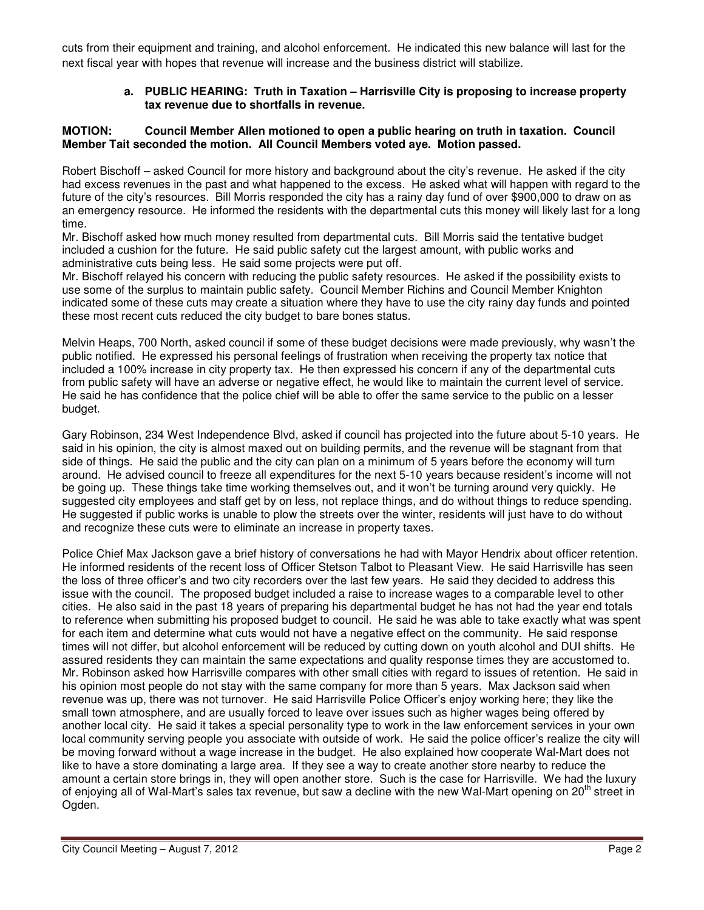cuts from their equipment and training, and alcohol enforcement. He indicated this new balance will last for the next fiscal year with hopes that revenue will increase and the business district will stabilize.

**a. PUBLIC HEARING: Truth in Taxation – Harrisville City is proposing to increase property tax revenue due to shortfalls in revenue.**

**MOTION: Council Member Allen motioned to open a public hearing on truth in taxation. Council Member Tait seconded the motion. All Council Members voted aye. Motion passed.**

Robert Bischoff – asked Council for more history and background about the city's revenue. He asked if the city had excess revenues in the past and what happened to the excess. He asked what will happen with regard to the future of the city's resources. Bill Morris responded the city has a rainy day fund of over $900,000 to draw on as an emergency resource. He informed the residents with the departmental cuts this money will likely last for a long time.

Mr. Bischoff asked how much money resulted from departmental cuts. Bill Morris said the tentative budget included a cushion for the future. He said public safety cut the largest amount, with public works and administrative cuts being less. He said some projects were put off.

Mr. Bischoff relayed his concern with reducing the public safety resources. He asked if the possibility exists to use some of the surplus to maintain public safety. Council Member Richins and Council Member Knighton indicated some of these cuts may create a situation where they have to use the city rainy day funds and pointed these most recent cuts reduced the city budget to bare bones status.

Melvin Heaps, 700 North, asked council if some of these budget decisions were made previously, why wasn't the public notified. He expressed his personal feelings of frustration when receiving the property tax notice that included a 100% increase in city property tax. He then expressed his concern if any of the departmental cuts from public safety will have an adverse or negative effect, he would like to maintain the current level of service. He said he has confidence that the police chief will be able to offer the same service to the public on a lesser budget.

Gary Robinson, 234 West Independence Blvd, asked if council has projected into the future about 5-10 years. He said in his opinion, the city is almost maxed out on building permits, and the revenue will be stagnant from that side of things. He said the public and the city can plan on a minimum of 5 years before the economy will turn around. He advised council to freeze all expenditures for the next 5-10 years because resident's income will not be going up. These things take time working themselves out, and it won't be turning around very quickly. He suggested city employees and staff get by on less, not replace things, and do without things to reduce spending. He suggested if public works is unable to plow the streets over the winter, residents will just have to do without and recognize these cuts were to eliminate an increase in property taxes.

Police Chief Max Jackson gave a brief history of conversations he had with Mayor Hendrix about officer retention. He informed residents of the recent loss of Officer Stetson Talbot to Pleasant View. He said Harrisville has seen the loss of three officer's and two city recorders over the last few years. He said they decided to address this issue with the council. The proposed budget included a raise to increase wages to a comparable level to other cities. He also said in the past 18 years of preparing his departmental budget he has not had the year end totals to reference when submitting his proposed budget to council. He said he was able to take exactly what was spent for each item and determine what cuts would not have a negative effect on the community. He said response times will not differ, but alcohol enforcement will be reduced by cutting down on youth alcohol and DUI shifts. He assured residents they can maintain the same expectations and quality response times they are accustomed to. Mr. Robinson asked how Harrisville compares with other small cities with regard to issues of retention. He said in his opinion most people do not stay with the same company for more than 5 years. Max Jackson said when revenue was up, there was not turnover. He said Harrisville Police Officer's enjoy working here; they like the small town atmosphere, and are usually forced to leave over issues such as higher wages being offered by another local city. He said it takes a special personality type to work in the law enforcement services in your own local community serving people you associate with outside of work. He said the police officer's realize the city will be moving forward without a wage increase in the budget. He also explained how cooperate Wal-Mart does not like to have a store dominating a large area. If they see a way to create another store nearby to reduce the amount a certain store brings in, they will open another store. Such is the case for Harrisville. We had the luxury of enjoying all of Wal-Mart's sales tax revenue, but saw a decline with the new Wal-Mart opening on 20th street in Ogden.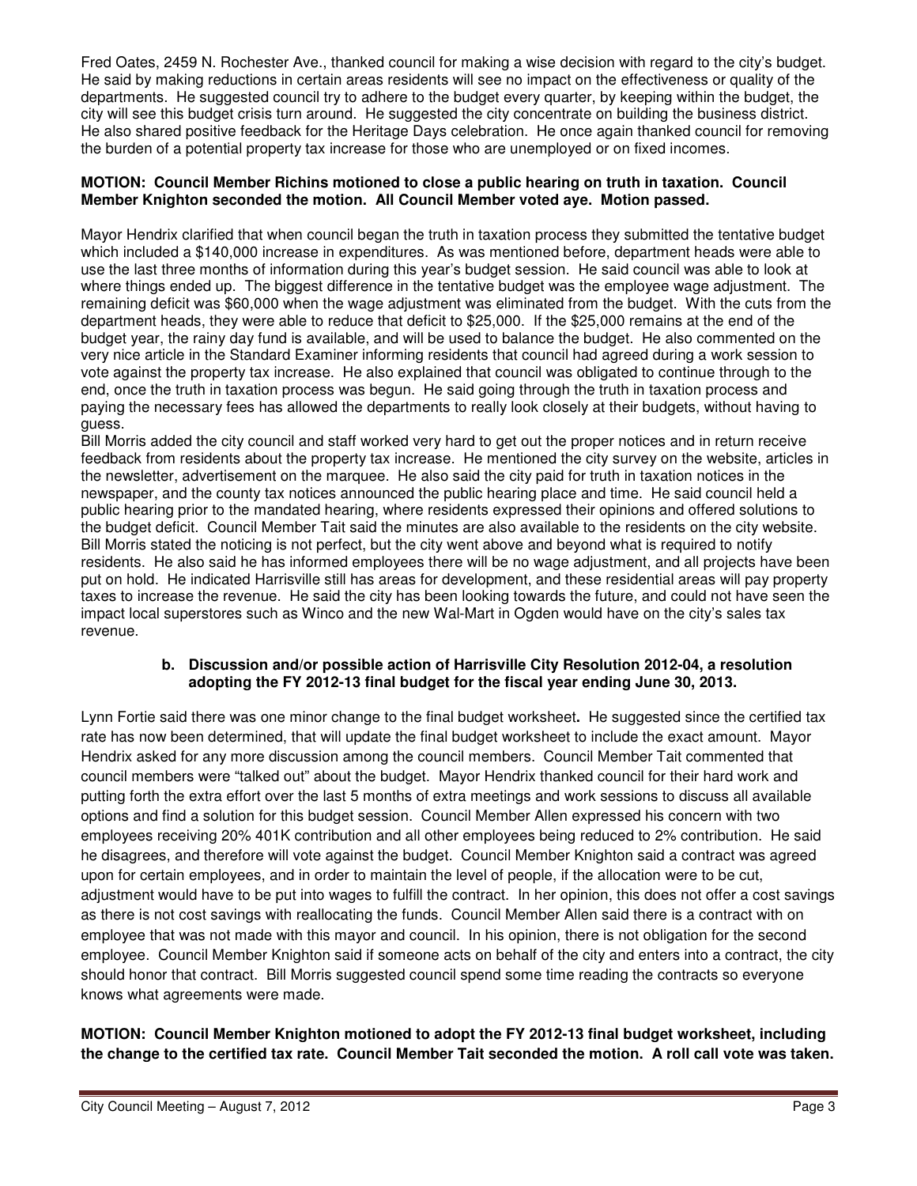Fred Oates, 2459 N. Rochester Ave., thanked council for making a wise decision with regard to the city's budget. He said by making reductions in certain areas residents will see no impact on the effectiveness or quality of the departments. He suggested council try to adhere to the budget every quarter, by keeping within the budget, the city will see this budget crisis turn around. He suggested the city concentrate on building the business district. He also shared positive feedback for the Heritage Days celebration. He once again thanked council for removing the burden of a potential property tax increase for those who are unemployed or on fixed incomes.

**MOTION: Council Member Richins motioned to close a public hearing on truth in taxation. Council Member Knighton seconded the motion. All Council Member voted aye. Motion passed.**

Mayor Hendrix clarified that when council began the truth in taxation process they submitted the tentative budget which included a $140,000 increase in expenditures. As was mentioned before, department heads were able to use the last three months of information during this year's budget session. He said council was able to look at where things ended up. The biggest difference in the tentative budget was the employee wage adjustment. The remaining deficit was $60,000 when the wage adjustment was eliminated from the budget. With the cuts from the department heads, they were able to reduce that deficit to $25,000. If the $25,000 remains at the end of the budget year, the rainy day fund is available, and will be used to balance the budget. He also commented on the very nice article in the Standard Examiner informing residents that council had agreed during a work session to vote against the property tax increase. He also explained that council was obligated to continue through to the end, once the truth in taxation process was begun. He said going through the truth in taxation process and paying the necessary fees has allowed the departments to really look closely at their budgets, without having to guess.

Bill Morris added the city council and staff worked very hard to get out the proper notices and in return receive feedback from residents about the property tax increase. He mentioned the city survey on the website, articles in the newsletter, advertisement on the marquee. He also said the city paid for truth in taxation notices in the newspaper, and the county tax notices announced the public hearing place and time. He said council held a public hearing prior to the mandated hearing, where residents expressed their opinions and offered solutions to the budget deficit. Council Member Tait said the minutes are also available to the residents on the city website. Bill Morris stated the noticing is not perfect, but the city went above and beyond what is required to notify residents. He also said he has informed employees there will be no wage adjustment, and all projects have been put on hold. He indicated Harrisville still has areas for development, and these residential areas will pay property taxes to increase the revenue. He said the city has been looking towards the future, and could not have seen the impact local superstores such as Winco and the new Wal-Mart in Ogden would have on the city's sales tax revenue.

**b. Discussion and/or possible action of Harrisville City Resolution 2012-04, a resolution adopting the FY 2012-13 final budget for the fiscal year ending June 30, 2013.**

Lynn Fortie said there was one minor change to the final budget worksheet**.** He suggested since the certified tax rate has now been determined, that will update the final budget worksheet to include the exact amount. Mayor Hendrix asked for any more discussion among the council members. Council Member Tait commented that council members were "talked out" about the budget. Mayor Hendrix thanked council for their hard work and putting forth the extra effort over the last 5 months of extra meetings and work sessions to discuss all available options and find a solution for this budget session. Council Member Allen expressed his concern with two employees receiving 20% 401K contribution and all other employees being reduced to 2% contribution. He said he disagrees, and therefore will vote against the budget. Council Member Knighton said a contract was agreed upon for certain employees, and in order to maintain the level of people, if the allocation were to be cut, adjustment would have to be put into wages to fulfill the contract. In her opinion, this does not offer a cost savings as there is not cost savings with reallocating the funds. Council Member Allen said there is a contract with on employee that was not made with this mayor and council. In his opinion, there is not obligation for the second employee. Council Member Knighton said if someone acts on behalf of the city and enters into a contract, the city should honor that contract. Bill Morris suggested council spend some time reading the contracts so everyone knows what agreements were made.

**MOTION: Council Member Knighton motioned to adopt the FY 2012-13 final budget worksheet, including the change to the certified tax rate. Council Member Tait seconded the motion. A roll call vote was taken.**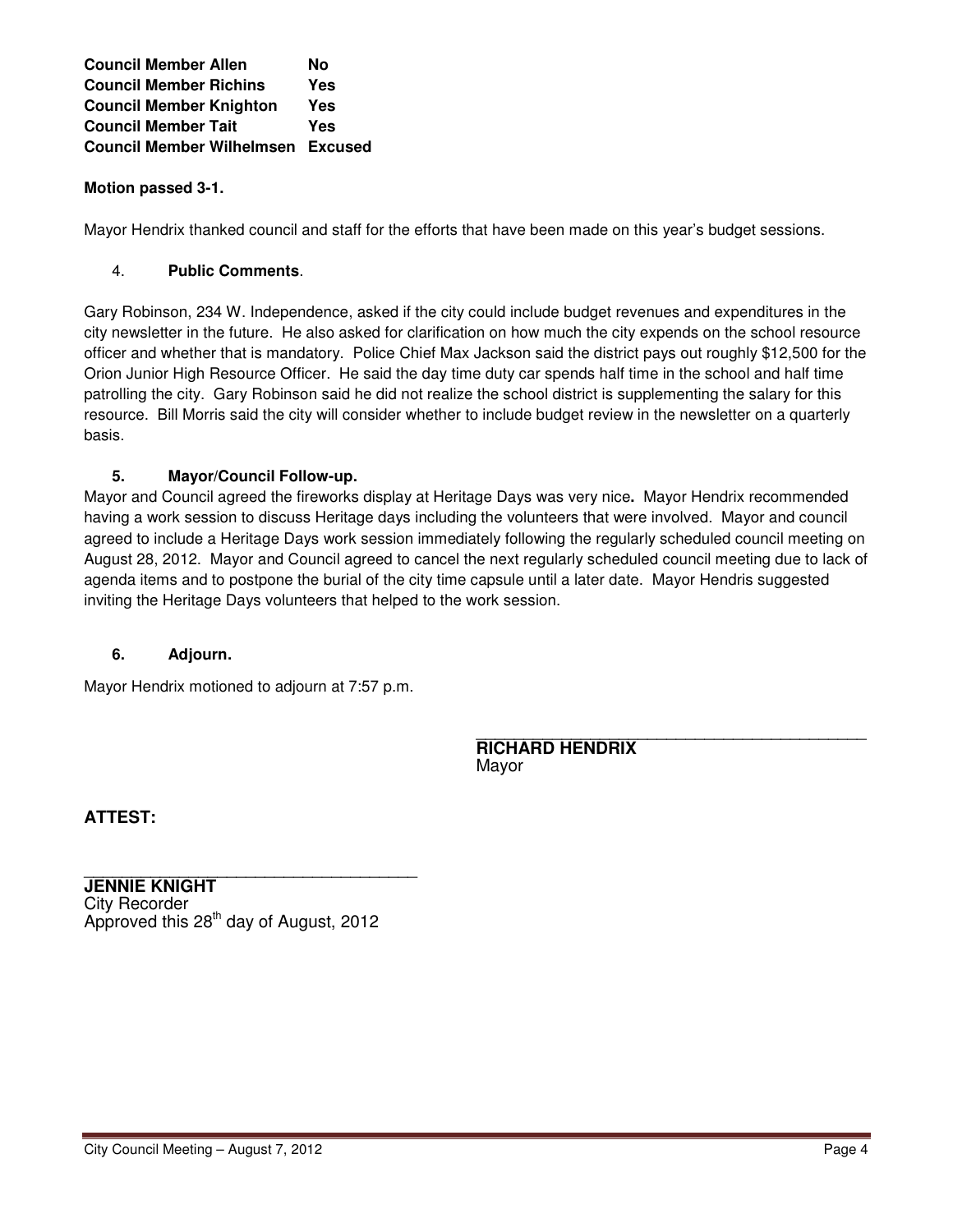| | |
|---|---|
| **Council Member Allen** | **No** |
| **Council Member Richins** | **Yes** |
| **Council Member Knighton** | **Yes** |
| **Council Member Tait** | **Yes** |
| **Council Member Wilhelmsen** | **Excused** |

**Motion passed 3-1.**

Mayor Hendrix thanked council and staff for the efforts that have been made on this year's budget sessions.

4. **Public Comments**.

Gary Robinson, 234 W. Independence, asked if the city could include budget revenues and expenditures in the city newsletter in the future. He also asked for clarification on how much the city expends on the school resource officer and whether that is mandatory. Police Chief Max Jackson said the district pays out roughly $12,500 for the Orion Junior High Resource Officer. He said the day time duty car spends half time in the school and half time patrolling the city. Gary Robinson said he did not realize the school district is supplementing the salary for this resource. Bill Morris said the city will consider whether to include budget review in the newsletter on a quarterly basis.

**5. Mayor/Council Follow-up.**

Mayor and Council agreed the fireworks display at Heritage Days was very nice**.** Mayor Hendrix recommended having a work session to discuss Heritage days including the volunteers that were involved. Mayor and council agreed to include a Heritage Days work session immediately following the regularly scheduled council meeting on August 28, 2012. Mayor and Council agreed to cancel the next regularly scheduled council meeting due to lack of agenda items and to postpone the burial of the city time capsule until a later date. Mayor Hendris suggested inviting the Heritage Days volunteers that helped to the work session.

**6. Adjourn.**

Mayor Hendrix motioned to adjourn at 7:57 p.m.

\_\_\_\_\_\_\_\_\_\_\_\_\_\_\_\_\_\_\_\_\_\_\_\_\_\_\_\_\_\_\_\_\_\_\_\_\_\_\_\_\_\_\_\_
**RICHARD HENDRIX**
Mayor

**ATTEST:**

\_\_\_\_\_\_\_\_\_\_\_\_\_\_\_\_\_\_\_\_\_\_\_\_\_\_\_\_\_\_\_\_\_\_\_\_\_\_
**JENNIE KNIGHT**
City Recorder
Approved this 28th day of August, 2012